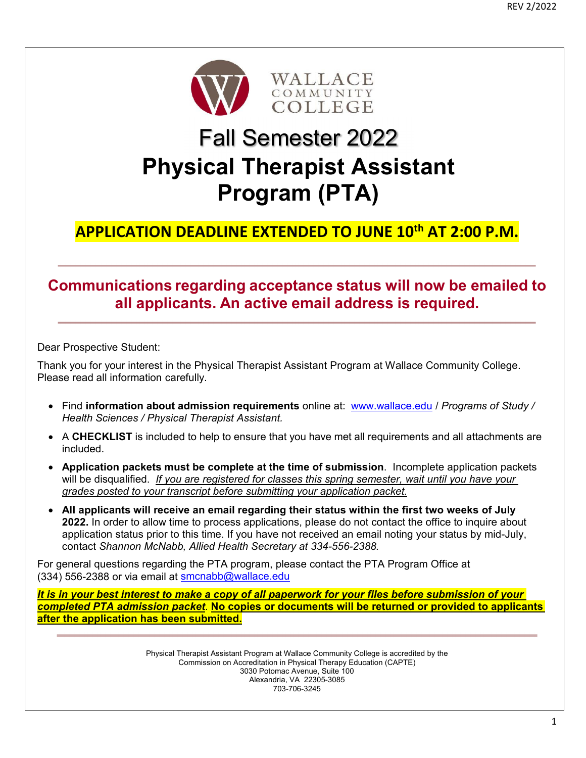WALLACE COMMUNITY COLLEGE

# Fall Semester 2022
# Physical Therapist Assistant Program (PTA)

## APPLICATION DEADLINE EXTENDED TO JUNE 10th AT 2:00 P.M.

---

## Communications regarding acceptance status will now be emailed to all applicants. An active email address is required.

---

Dear Prospective Student:

Thank you for your interest in the Physical Therapist Assistant Program at Wallace Community College. Please read all information carefully.

- Find **information about admission requirements** online at: www.wallace.edu / *Programs of Study / Health Sciences / Physical Therapist Assistant.*
- A **CHECKLIST** is included to help to ensure that you have met all requirements and all attachments are included.
- **Application packets must be complete at the time of submission**. Incomplete application packets will be disqualified. *If you are registered for classes this spring semester, wait until you have your grades posted to your transcript before submitting your application packet.*
- **All applicants will receive an email regarding their status within the first two weeks of July 2022.** In order to allow time to process applications, please do not contact the office to inquire about application status prior to this time. If you have not received an email noting your status by mid-July, contact *Shannon McNabb, Allied Health Secretary at 334-556-2388.*

For general questions regarding the PTA program, please contact the PTA Program Office at (334) 556-2388 or via email at smcnabb@wallace.edu

***It is in your best interest to make a copy of all paperwork for your files before submission of your completed PTA admission packet*. No copies or documents will be returned or provided to applicants after the application has been submitted.**

---

Physical Therapist Assistant Program at Wallace Community College is accredited by the Commission on Accreditation in Physical Therapy Education (CAPTE)
3030 Potomac Avenue, Suite 100
Alexandria, VA 22305-3085
703-706-3245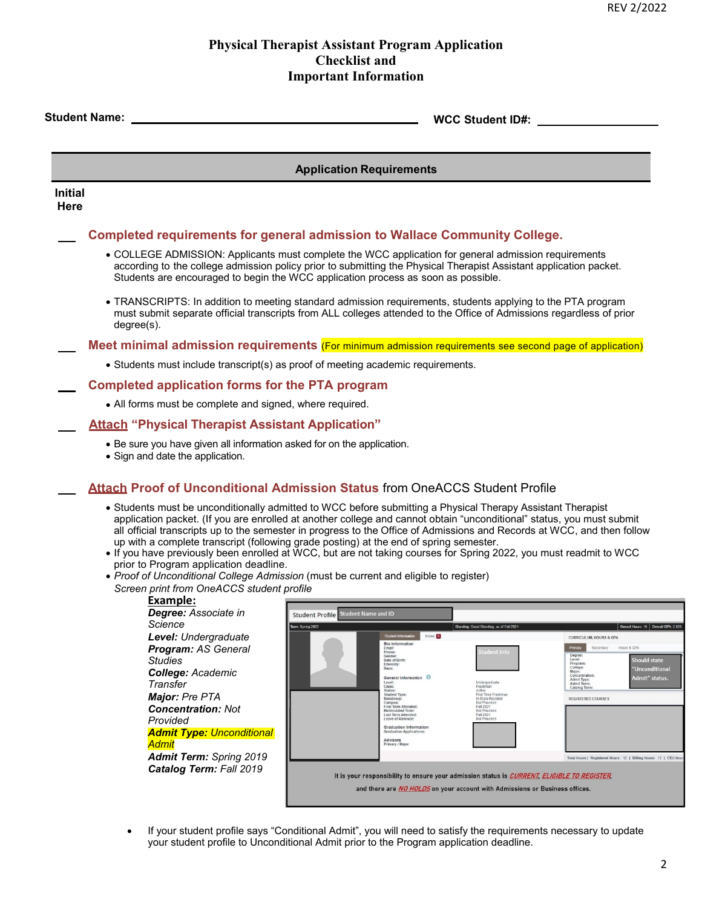# Physical Therapist Assistant Program Application Checklist and Important Information

**Student Name:** ______________________________ **WCC Student ID#:** ________________

## Application Requirements

**Initial Here**

___ **Completed requirements for general admission to Wallace Community College.**

- COLLEGE ADMISSION: Applicants must complete the WCC application for general admission requirements according to the college admission policy prior to submitting the Physical Therapist Assistant application packet. Students are encouraged to begin the WCC application process as soon as possible.

- TRANSCRIPTS: In addition to meeting standard admission requirements, students applying to the PTA program must submit separate official transcripts from ALL colleges attended to the Office of Admissions regardless of prior degree(s).

___ **Meet minimal admission requirements** (For minimum admission requirements see second page of application)

- Students must include transcript(s) as proof of meeting academic requirements.

___ **Completed application forms for the PTA program**

- All forms must be complete and signed, where required.

___ **Attach "Physical Therapist Assistant Application"**

- Be sure you have given all information asked for on the application.
- Sign and date the application.

___ **Attach Proof of Unconditional Admission Status** from OneACCS Student Profile

- Students must be unconditionally admitted to WCC before submitting a Physical Therapy Assistant Therapist application packet. (If you are enrolled at another college and cannot obtain "unconditional" status, you must submit all official transcripts up to the semester in progress to the Office of Admissions and Records at WCC, and then follow up with a complete transcript (following grade posting) at the end of spring semester.
- If you have previously been enrolled at WCC, but are not taking courses for Spring 2022, you must readmit to WCC prior to Program application deadline.
- *Proof of Unconditional College Admission* (must be current and eligible to register) *Screen print from OneACCS student profile*

**Example:**

***Degree:*** *Associate in Science*
***Level:*** *Undergraduate*
***Program:*** *AS General Studies*
***College:*** *Academic Transfer*
***Major:*** *Pre PTA*
***Concentration:*** *Not Provided*
***Admit Type:*** *Unconditional Admit*
***Admit Term:*** *Spring 2019*
***Catalog Term:*** *Fall 2019*

Student Profile — Student Name and ID

Student Info

Should state "Unconditional Admit" status.

It is your responsibility to ensure your admission status is *CURRENT, ELIGIBLE TO REGISTER*, and there are *NO HOLDS* on your account with Admissions or Business offices.

- If your student profile says "Conditional Admit", you will need to satisfy the requirements necessary to update your student profile to Unconditional Admit prior to the Program application deadline.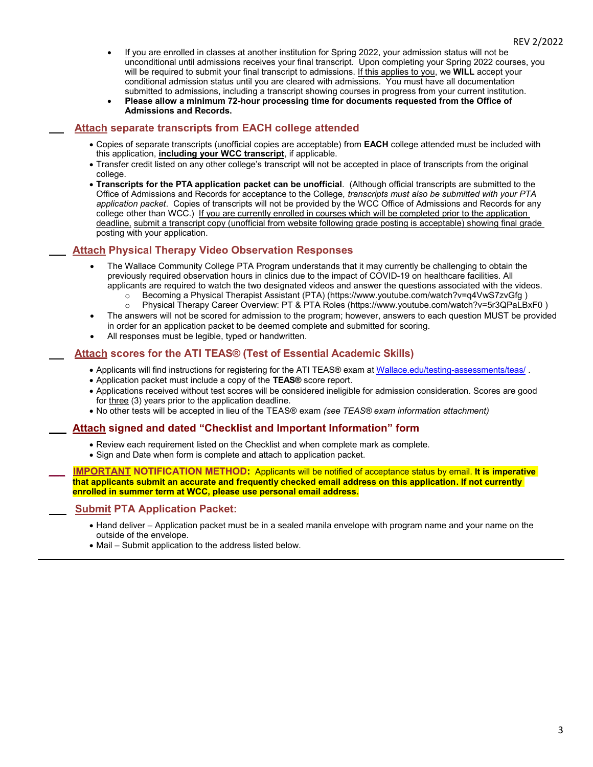- If you are enrolled in classes at another institution for Spring 2022, your admission status will not be unconditional until admissions receives your final transcript. Upon completing your Spring 2022 courses, you will be required to submit your final transcript to admissions. If this applies to you, we **WILL** accept your conditional admission status until you are cleared with admissions. You must have all documentation submitted to admissions, including a transcript showing courses in progress from your current institution.
- **Please allow a minimum 72-hour processing time for documents requested from the Office of Admissions and Records.**

## ___ Attach separate transcripts from EACH college attended

- Copies of separate transcripts (unofficial copies are acceptable) from **EACH** college attended must be included with this application, **including your WCC transcript**, if applicable.
- Transfer credit listed on any other college's transcript will not be accepted in place of transcripts from the original college.
- **Transcripts for the PTA application packet can be unofficial**. (Although official transcripts are submitted to the Office of Admissions and Records for acceptance to the College, *transcripts must also be submitted with your PTA application packet*. Copies of transcripts will not be provided by the WCC Office of Admissions and Records for any college other than WCC.) If you are currently enrolled in courses which will be completed prior to the application deadline, submit a transcript copy (unofficial from website following grade posting is acceptable) showing final grade posting with your application.

## ___ Attach Physical Therapy Video Observation Responses

- The Wallace Community College PTA Program understands that it may currently be challenging to obtain the previously required observation hours in clinics due to the impact of COVID-19 on healthcare facilities. All applicants are required to watch the two designated videos and answer the questions associated with the videos.
  - Becoming a Physical Therapist Assistant (PTA) (https://www.youtube.com/watch?v=q4VwS7zvGfg )
  - Physical Therapy Career Overview: PT & PTA Roles (https://www.youtube.com/watch?v=5r3QPaLBxF0 )
- The answers will not be scored for admission to the program; however, answers to each question MUST be provided in order for an application packet to be deemed complete and submitted for scoring.
- All responses must be legible, typed or handwritten.

## ___ Attach scores for the ATI TEAS® (Test of Essential Academic Skills)

- Applicants will find instructions for registering for the ATI TEAS® exam at Wallace.edu/testing-assessments/teas/ .
- Application packet must include a copy of the **TEAS®** score report.
- Applications received without test scores will be considered ineligible for admission consideration. Scores are good for three (3) years prior to the application deadline.
- No other tests will be accepted in lieu of the TEAS® exam *(see TEAS® exam information attachment)*

## ___ Attach signed and dated "Checklist and Important Information" form

- Review each requirement listed on the Checklist and when complete mark as complete.
- Sign and Date when form is complete and attach to application packet.

___ **IMPORTANT NOTIFICATION METHOD:** Applicants will be notified of acceptance status by email. **It is imperative that applicants submit an accurate and frequently checked email address on this application. If not currently enrolled in summer term at WCC, please use personal email address.**

## ___ Submit PTA Application Packet:

- Hand deliver – Application packet must be in a sealed manila envelope with program name and your name on the outside of the envelope.
- Mail – Submit application to the address listed below.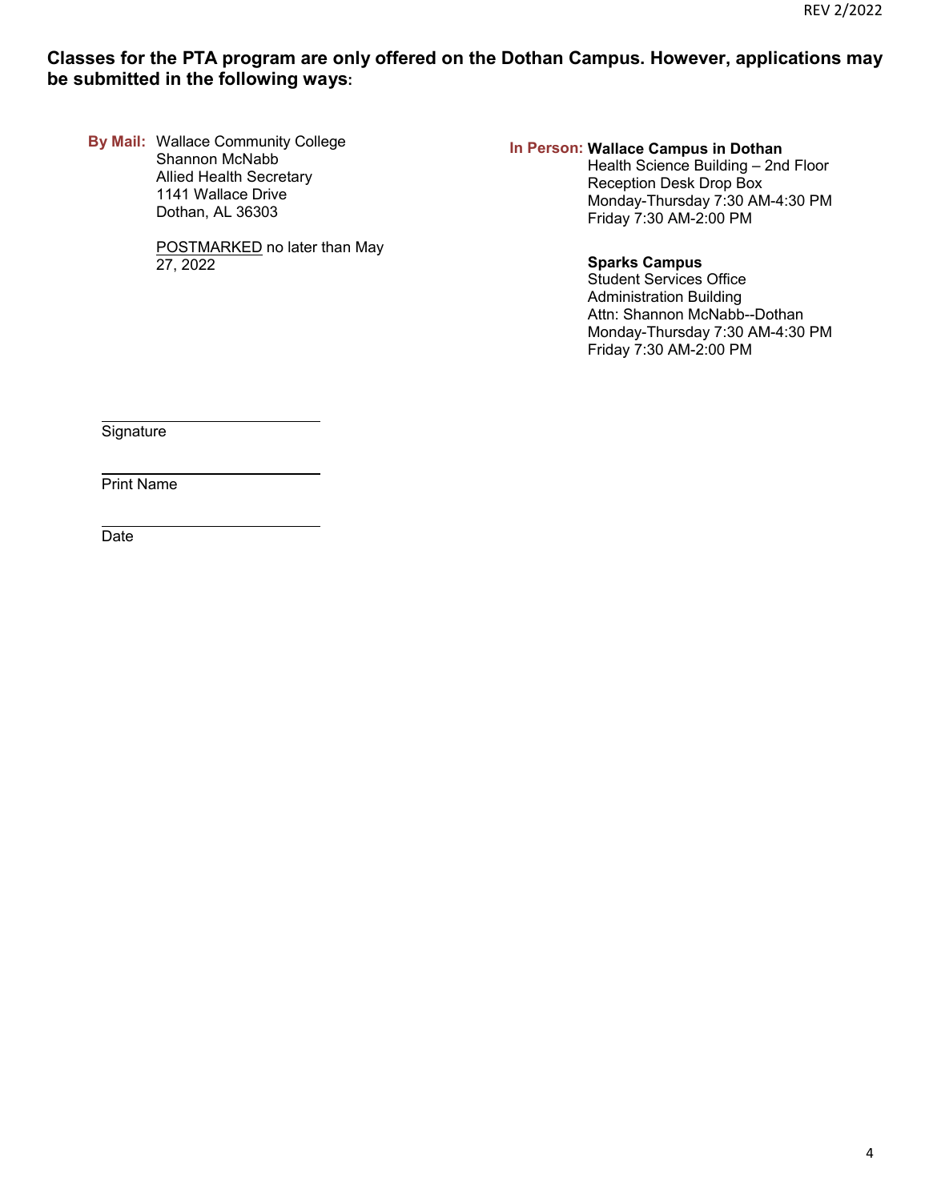**Classes for the PTA program are only offered on the Dothan Campus. However, applications may be submitted in the following ways:**

**By Mail:**
Wallace Community College
Shannon McNabb
Allied Health Secretary
1141 Wallace Drive
Dothan, AL 36303

POSTMARKED no later than May 27, 2022

**In Person:**

**Wallace Campus in Dothan**
Health Science Building – 2nd Floor
Reception Desk Drop Box
Monday-Thursday 7:30 AM-4:30 PM
Friday 7:30 AM-2:00 PM

**Sparks Campus**
Student Services Office
Administration Building
Attn: Shannon McNabb--Dothan
Monday-Thursday 7:30 AM-4:30 PM
Friday 7:30 AM-2:00 PM

\_\_\_\_\_\_\_\_\_\_\_\_\_\_\_\_\_\_\_\_\_\_\_\_\_\_\_\_\_\_
Signature

\_\_\_\_\_\_\_\_\_\_\_\_\_\_\_\_\_\_\_\_\_\_\_\_\_\_\_\_\_\_
Print Name

\_\_\_\_\_\_\_\_\_\_\_\_\_\_\_\_\_\_\_\_\_\_\_\_\_\_\_\_\_\_
Date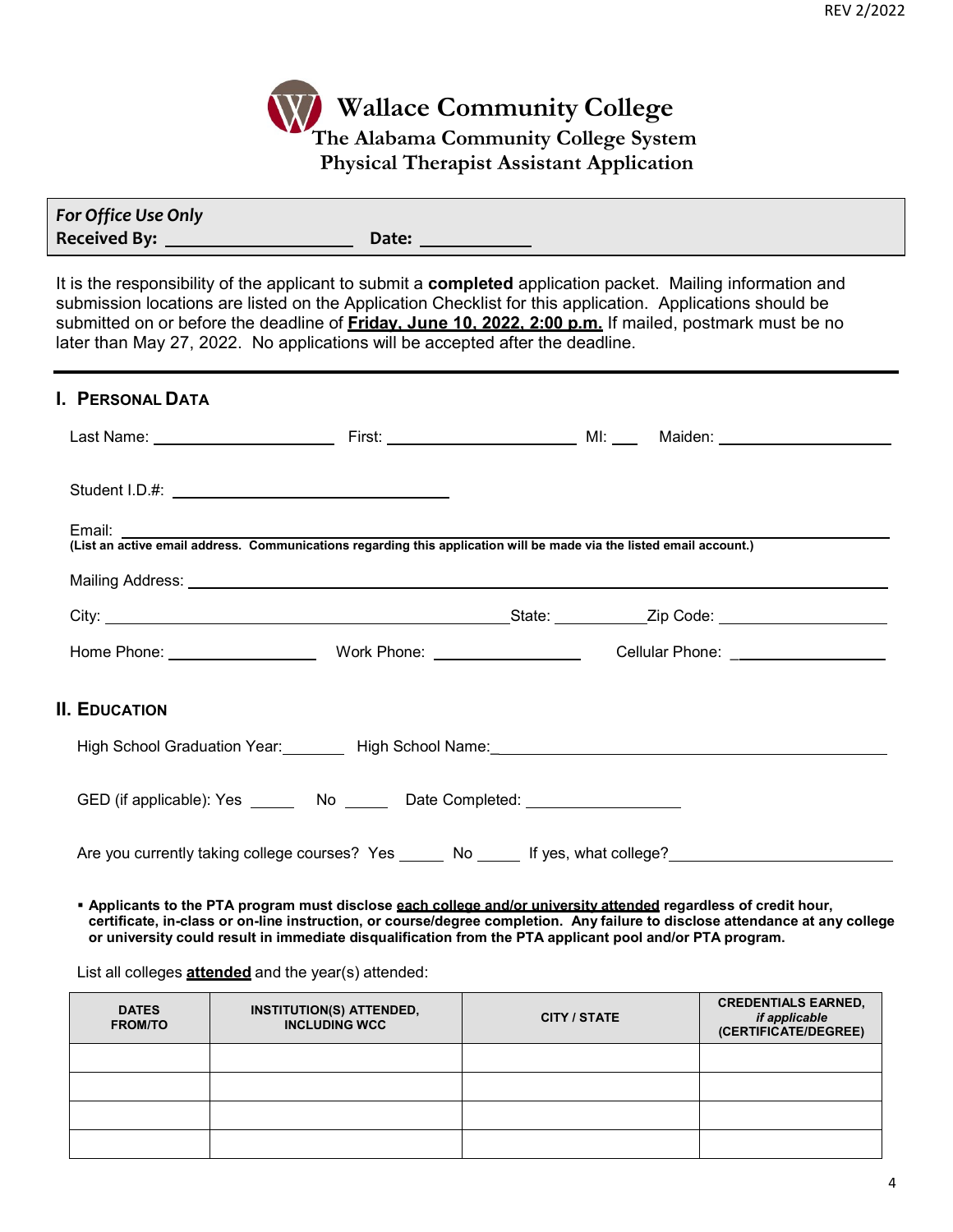REV 2/2022

# Wallace Community College
## The Alabama Community College System
## Physical Therapist Assistant Application

| *For Office Use Only* |
|---|
| **Received By:** ____________________ **Date:** ____________ |

It is the responsibility of the applicant to submit a **completed** application packet. Mailing information and submission locations are listed on the Application Checklist for this application. Applications should be submitted on or before the deadline of **Friday, June 10, 2022, 2:00 p.m.** If mailed, postmark must be no later than May 27, 2022. No applications will be accepted after the deadline.

---

## I. PERSONAL DATA

Last Name: ____________________ First: ____________________ MI: ___ Maiden: ____________________

Student I.D.#: ______________________________

Email: ________________________________________________________________
**(List an active email address. Communications regarding this application will be made via the listed email account.)**

Mailing Address: ________________________________________________________________

City: ____________________________________________ State: __________ Zip Code: ____________________

Home Phone: ________________ Work Phone: ________________ Cellular Phone: ________________

## II. EDUCATION

High School Graduation Year: ________ High School Name: ____________________________________________

GED (if applicable): Yes _____ No _____ Date Completed: ________________

Are you currently taking college courses? Yes _____ No _____ If yes, what college? ________________________

- **Applicants to the PTA program must disclose each college and/or university attended regardless of credit hour, certificate, in-class or on-line instruction, or course/degree completion. Any failure to disclose attendance at any college or university could result in immediate disqualification from the PTA applicant pool and/or PTA program.**

List all colleges **attended** and the year(s) attended:

| DATES FROM/TO | INSTITUTION(S) ATTENDED, INCLUDING WCC | CITY / STATE | CREDENTIALS EARNED, *if applicable* (CERTIFICATE/DEGREE) |
|---|---|---|---|
| | | | |
| | | | |
| | | | |
| | | | |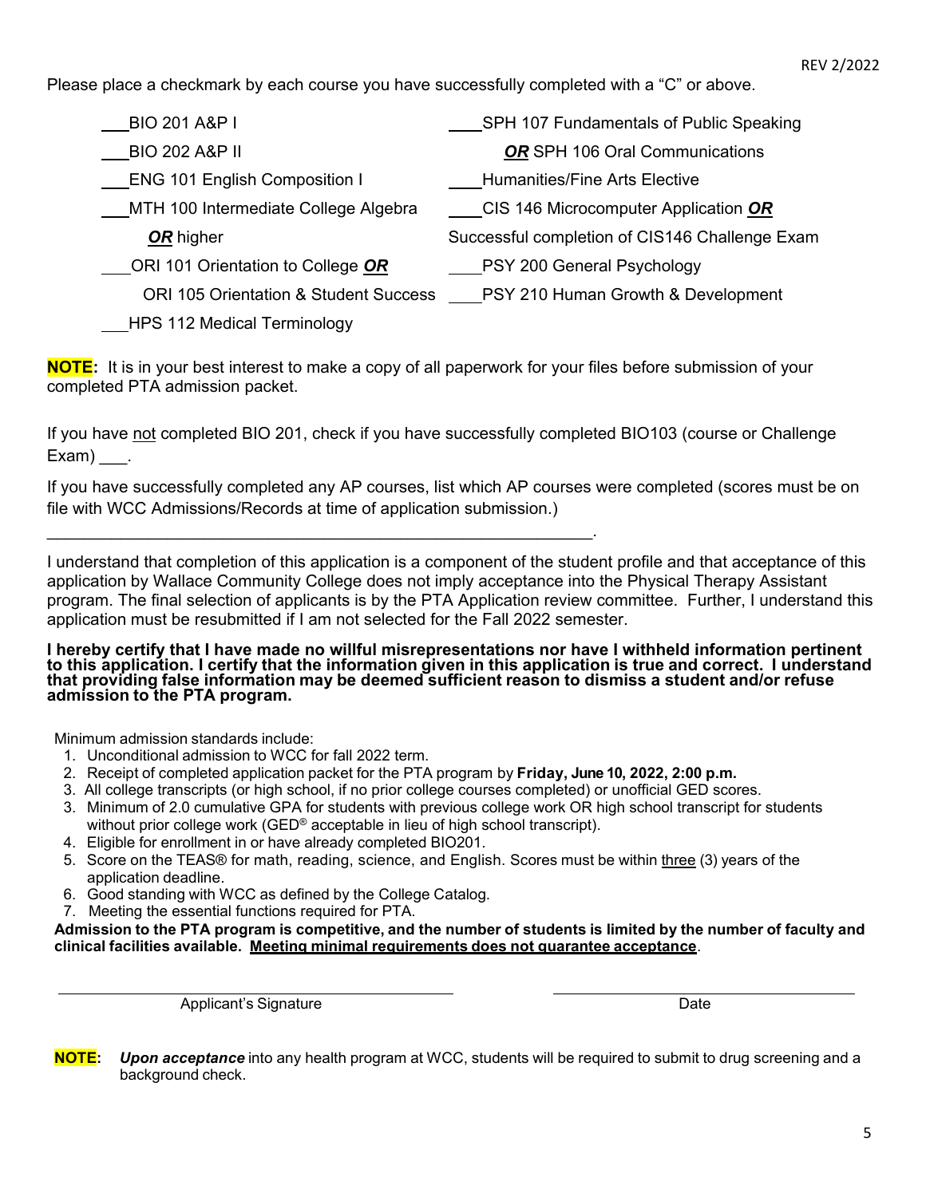Please place a checkmark by each course you have successfully completed with a "C" or above.

___BIO 201 A&P I

___BIO 202 A&P II

___ENG 101 English Composition I

___MTH 100 Intermediate College Algebra ***OR*** higher

___ORI 101 Orientation to College ***OR*** ORI 105 Orientation & Student Success

___HPS 112 Medical Terminology

___SPH 107 Fundamentals of Public Speaking ***OR*** SPH 106 Oral Communications

___Humanities/Fine Arts Elective

___CIS 146 Microcomputer Application ***OR*** Successful completion of CIS146 Challenge Exam

___PSY 200 General Psychology

___PSY 210 Human Growth & Development

**NOTE:** It is in your best interest to make a copy of all paperwork for your files before submission of your completed PTA admission packet.

If you have not completed BIO 201, check if you have successfully completed BIO103 (course or Challenge Exam) ___.

If you have successfully completed any AP courses, list which AP courses were completed (scores must be on file with WCC Admissions/Records at time of application submission.)

______________________________________________________________.

I understand that completion of this application is a component of the student profile and that acceptance of this application by Wallace Community College does not imply acceptance into the Physical Therapy Assistant program. The final selection of applicants is by the PTA Application review committee. Further, I understand this application must be resubmitted if I am not selected for the Fall 2022 semester.

**I hereby certify that I have made no willful misrepresentations nor have I withheld information pertinent to this application. I certify that the information given in this application is true and correct. I understand that providing false information may be deemed sufficient reason to dismiss a student and/or refuse admission to the PTA program.**

Minimum admission standards include:

1. Unconditional admission to WCC for fall 2022 term.
2. Receipt of completed application packet for the PTA program by **Friday, June 10, 2022, 2:00 p.m.**
3. All college transcripts (or high school, if no prior college courses completed) or unofficial GED scores.
3. Minimum of 2.0 cumulative GPA for students with previous college work OR high school transcript for students without prior college work (GED® acceptable in lieu of high school transcript).
4. Eligible for enrollment in or have already completed BIO201.
5. Score on the TEAS® for math, reading, science, and English. Scores must be within three (3) years of the application deadline.
6. Good standing with WCC as defined by the College Catalog.
7. Meeting the essential functions required for PTA.

**Admission to the PTA program is competitive, and the number of students is limited by the number of faculty and clinical facilities available. Meeting minimal requirements does not guarantee acceptance.**

______________________________ Applicant's Signature

______________________________ Date

**NOTE:** ***Upon acceptance*** into any health program at WCC, students will be required to submit to drug screening and a background check.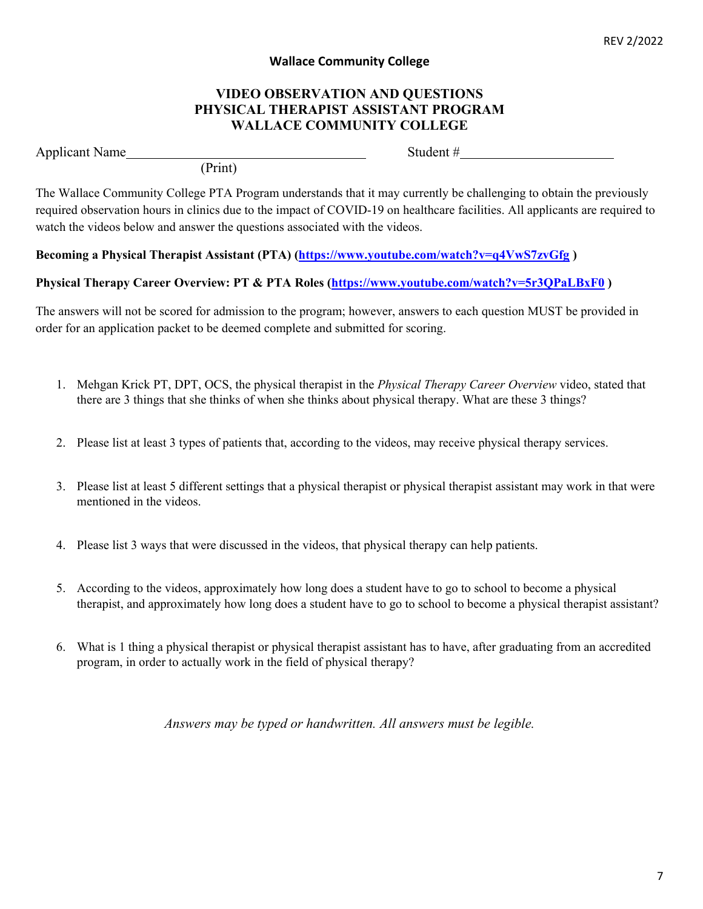REV 2/2022

**Wallace Community College**

# VIDEO OBSERVATION AND QUESTIONS
# PHYSICAL THERAPIST ASSISTANT PROGRAM
# WALLACE COMMUNITY COLLEGE

Applicant Name_________________________________ Student #____________________
(Print)

The Wallace Community College PTA Program understands that it may currently be challenging to obtain the previously required observation hours in clinics due to the impact of COVID-19 on healthcare facilities. All applicants are required to watch the videos below and answer the questions associated with the videos.

**Becoming a Physical Therapist Assistant (PTA) ([https://www.youtube.com/watch?v=q4VwS7zvGfg](https://www.youtube.com/watch?v=q4VwS7zvGfg) )**

**Physical Therapy Career Overview: PT & PTA Roles ([https://www.youtube.com/watch?v=5r3QPaLBxF0](https://www.youtube.com/watch?v=5r3QPaLBxF0) )**

The answers will not be scored for admission to the program; however, answers to each question MUST be provided in order for an application packet to be deemed complete and submitted for scoring.

1. Mehgan Krick PT, DPT, OCS, the physical therapist in the *Physical Therapy Career Overview* video, stated that there are 3 things that she thinks of when she thinks about physical therapy. What are these 3 things?

2. Please list at least 3 types of patients that, according to the videos, may receive physical therapy services.

3. Please list at least 5 different settings that a physical therapist or physical therapist assistant may work in that were mentioned in the videos.

4. Please list 3 ways that were discussed in the videos, that physical therapy can help patients.

5. According to the videos, approximately how long does a student have to go to school to become a physical therapist, and approximately how long does a student have to go to school to become a physical therapist assistant?

6. What is 1 thing a physical therapist or physical therapist assistant has to have, after graduating from an accredited program, in order to actually work in the field of physical therapy?

*Answers may be typed or handwritten. All answers must be legible.*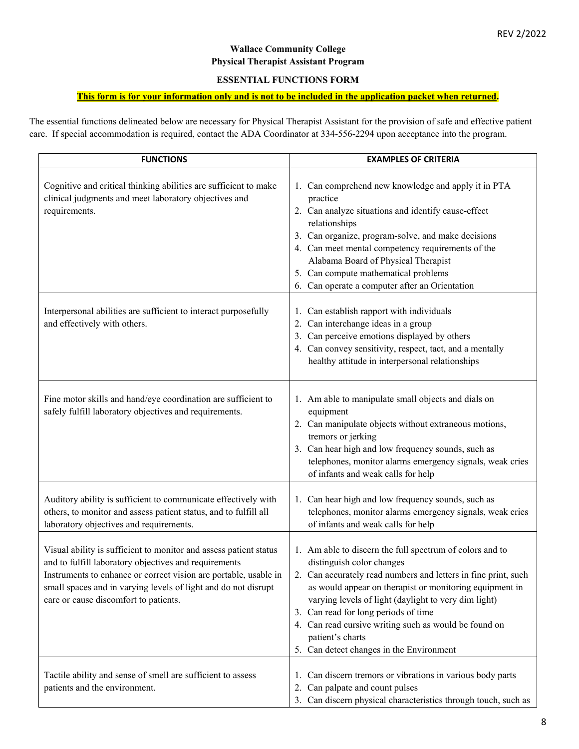**Wallace Community College**
**Physical Therapist Assistant Program**

**ESSENTIAL FUNCTIONS FORM**

**This form is for your information only and is not to be included in the application packet when returned.**

The essential functions delineated below are necessary for Physical Therapist Assistant for the provision of safe and effective patient care. If special accommodation is required, contact the ADA Coordinator at 334-556-2294 upon acceptance into the program.

| FUNCTIONS | EXAMPLES OF CRITERIA |
|---|---|
| Cognitive and critical thinking abilities are sufficient to make clinical judgments and meet laboratory objectives and requirements. | 1. Can comprehend new knowledge and apply it in PTA practice<br>2. Can analyze situations and identify cause-effect relationships<br>3. Can organize, program-solve, and make decisions<br>4. Can meet mental competency requirements of the Alabama Board of Physical Therapist<br>5. Can compute mathematical problems<br>6. Can operate a computer after an Orientation |
| Interpersonal abilities are sufficient to interact purposefully and effectively with others. | 1. Can establish rapport with individuals<br>2. Can interchange ideas in a group<br>3. Can perceive emotions displayed by others<br>4. Can convey sensitivity, respect, tact, and a mentally healthy attitude in interpersonal relationships |
| Fine motor skills and hand/eye coordination are sufficient to safely fulfill laboratory objectives and requirements. | 1. Am able to manipulate small objects and dials on equipment<br>2. Can manipulate objects without extraneous motions, tremors or jerking<br>3. Can hear high and low frequency sounds, such as telephones, monitor alarms emergency signals, weak cries of infants and weak calls for help |
| Auditory ability is sufficient to communicate effectively with others, to monitor and assess patient status, and to fulfill all laboratory objectives and requirements. | 1. Can hear high and low frequency sounds, such as telephones, monitor alarms emergency signals, weak cries of infants and weak calls for help |
| Visual ability is sufficient to monitor and assess patient status and to fulfill laboratory objectives and requirements Instruments to enhance or correct vision are portable, usable in small spaces and in varying levels of light and do not disrupt care or cause discomfort to patients. | 1. Am able to discern the full spectrum of colors and to distinguish color changes<br>2. Can accurately read numbers and letters in fine print, such as would appear on therapist or monitoring equipment in varying levels of light (daylight to very dim light)<br>3. Can read for long periods of time<br>4. Can read cursive writing such as would be found on patient's charts<br>5. Can detect changes in the Environment |
| Tactile ability and sense of smell are sufficient to assess patients and the environment. | 1. Can discern tremors or vibrations in various body parts<br>2. Can palpate and count pulses<br>3. Can discern physical characteristics through touch, such as |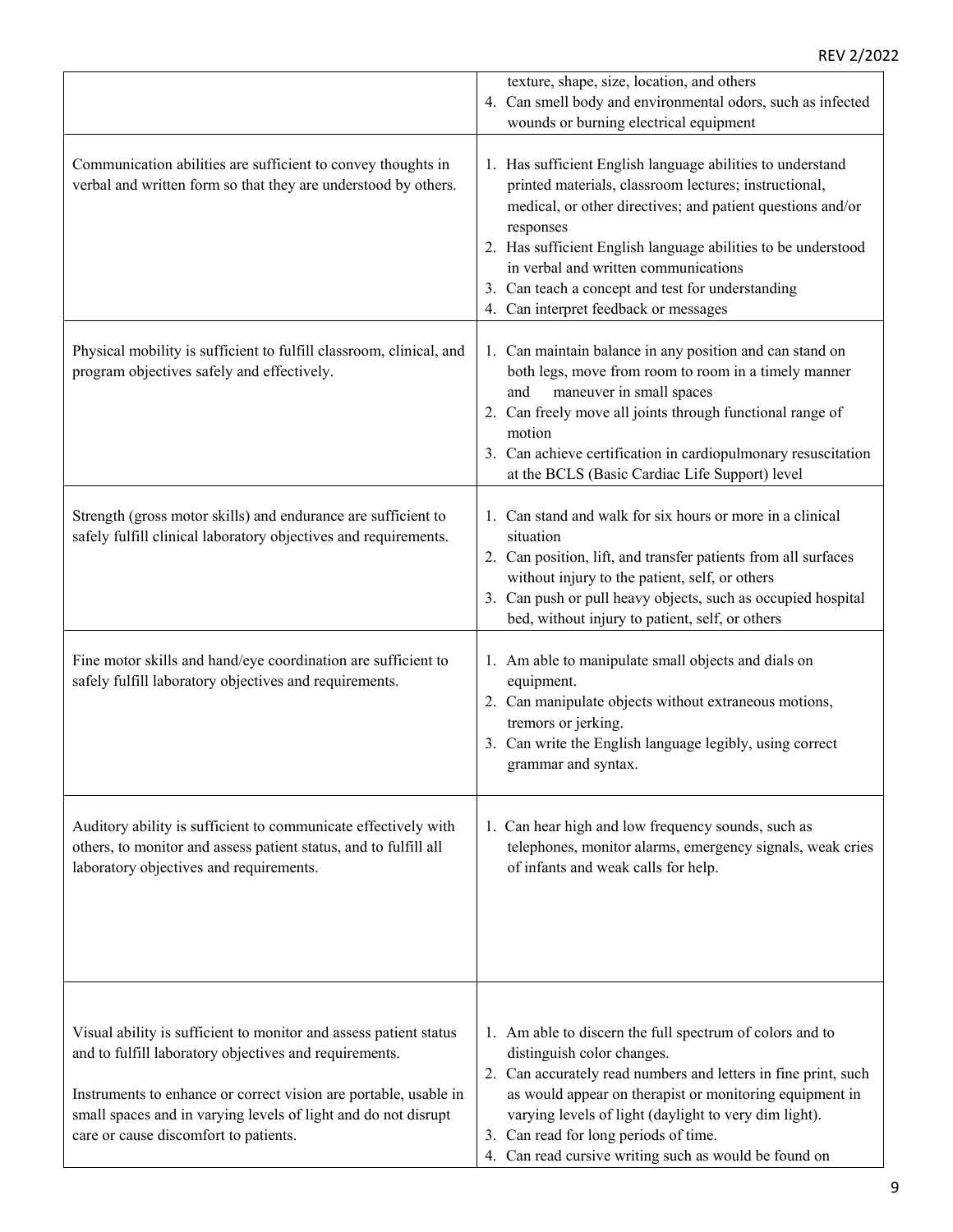| | |
|---|---|
| | texture, shape, size, location, and others<br>4. Can smell body and environmental odors, such as infected wounds or burning electrical equipment |
| Communication abilities are sufficient to convey thoughts in verbal and written form so that they are understood by others. | 1. Has sufficient English language abilities to understand printed materials, classroom lectures; instructional, medical, or other directives; and patient questions and/or responses<br>2. Has sufficient English language abilities to be understood in verbal and written communications<br>3. Can teach a concept and test for understanding<br>4. Can interpret feedback or messages |
| Physical mobility is sufficient to fulfill classroom, clinical, and program objectives safely and effectively. | 1. Can maintain balance in any position and can stand on both legs, move from room to room in a timely manner and maneuver in small spaces<br>2. Can freely move all joints through functional range of motion<br>3. Can achieve certification in cardiopulmonary resuscitation at the BCLS (Basic Cardiac Life Support) level |
| Strength (gross motor skills) and endurance are sufficient to safely fulfill clinical laboratory objectives and requirements. | 1. Can stand and walk for six hours or more in a clinical situation<br>2. Can position, lift, and transfer patients from all surfaces without injury to the patient, self, or others<br>3. Can push or pull heavy objects, such as occupied hospital bed, without injury to patient, self, or others |
| Fine motor skills and hand/eye coordination are sufficient to safely fulfill laboratory objectives and requirements. | 1. Am able to manipulate small objects and dials on equipment.<br>2. Can manipulate objects without extraneous motions, tremors or jerking.<br>3. Can write the English language legibly, using correct grammar and syntax. |
| Auditory ability is sufficient to communicate effectively with others, to monitor and assess patient status, and to fulfill all laboratory objectives and requirements. | 1. Can hear high and low frequency sounds, such as telephones, monitor alarms, emergency signals, weak cries of infants and weak calls for help. |
| Visual ability is sufficient to monitor and assess patient status and to fulfill laboratory objectives and requirements.<br><br>Instruments to enhance or correct vision are portable, usable in small spaces and in varying levels of light and do not disrupt care or cause discomfort to patients. | 1. Am able to discern the full spectrum of colors and to distinguish color changes.<br>2. Can accurately read numbers and letters in fine print, such as would appear on therapist or monitoring equipment in varying levels of light (daylight to very dim light).<br>3. Can read for long periods of time.<br>4. Can read cursive writing such as would be found on |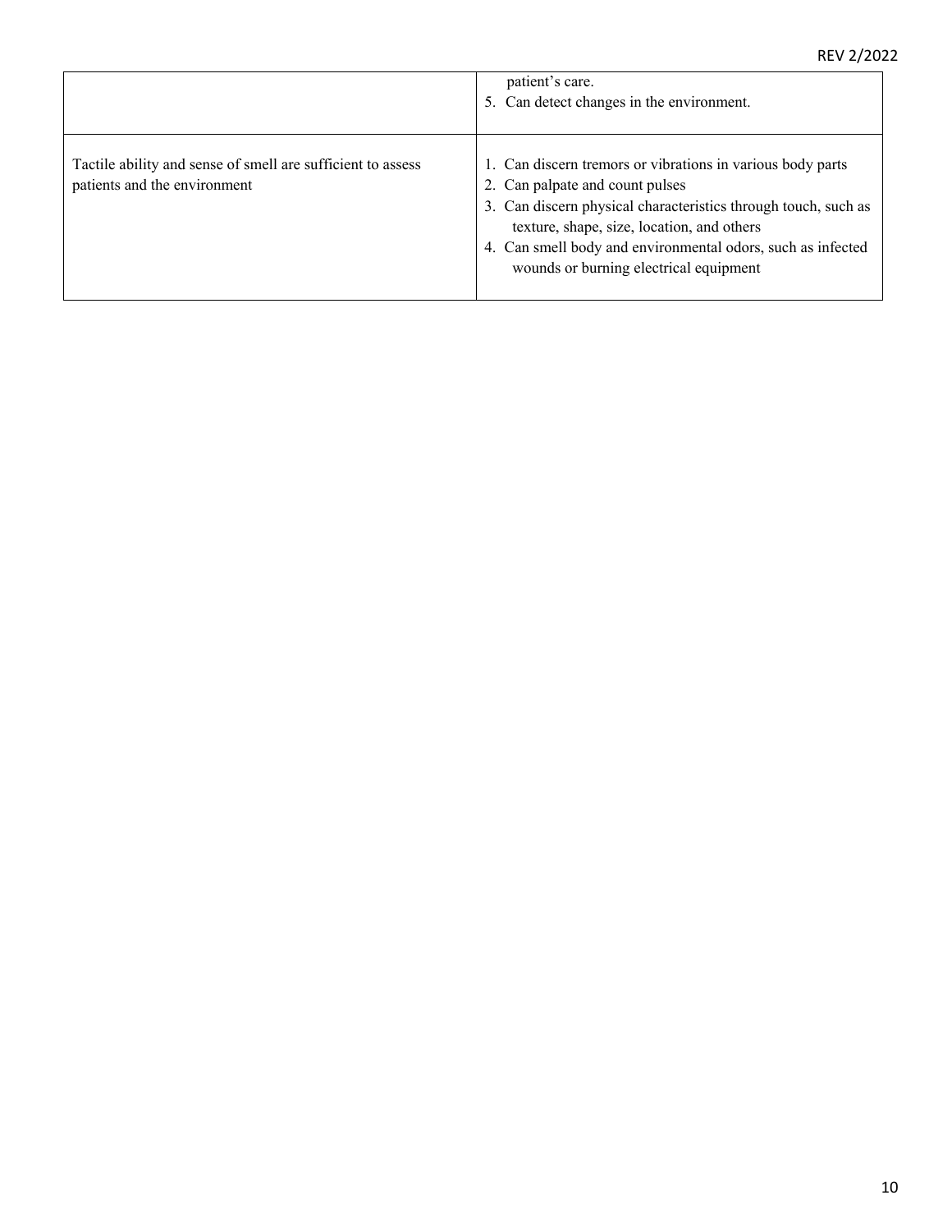| | |
|---|---|
| | patient's care.<br>5. Can detect changes in the environment. |
| Tactile ability and sense of smell are sufficient to assess patients and the environment | 1. Can discern tremors or vibrations in various body parts<br>2. Can palpate and count pulses<br>3. Can discern physical characteristics through touch, such as texture, shape, size, location, and others<br>4. Can smell body and environmental odors, such as infected wounds or burning electrical equipment |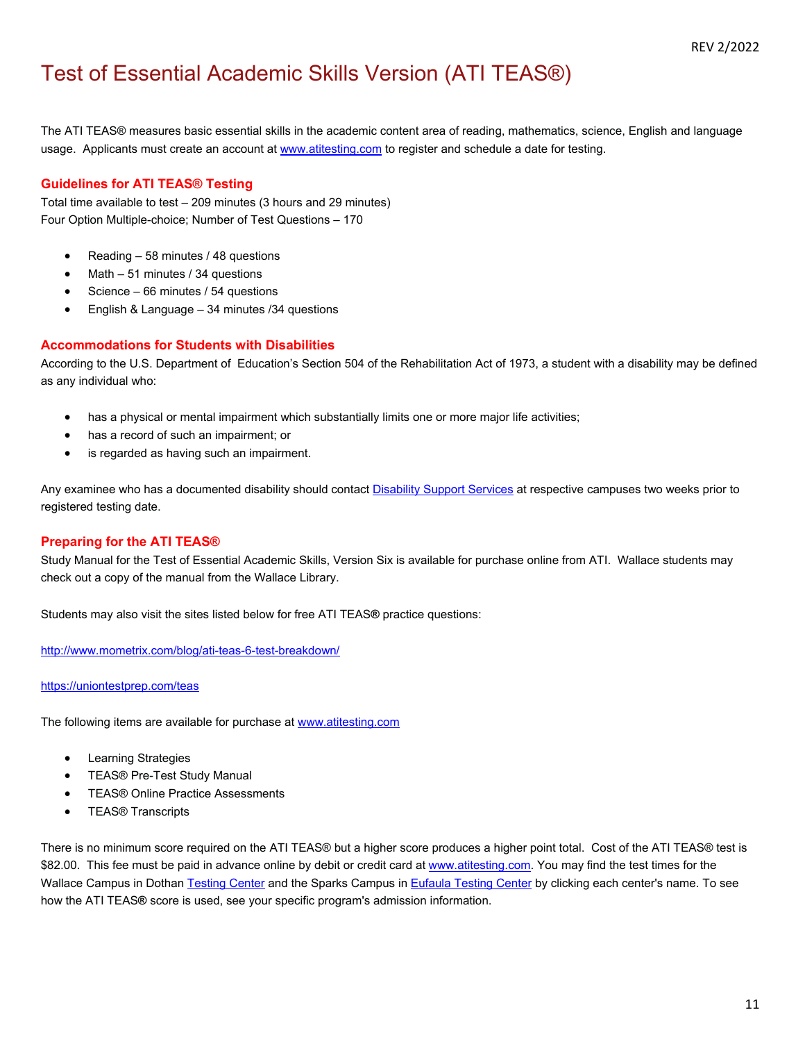# Test of Essential Academic Skills Version (ATI TEAS®)

The ATI TEAS® measures basic essential skills in the academic content area of reading, mathematics, science, English and language usage. Applicants must create an account at [www.atitesting.com](www.atitesting.com) to register and schedule a date for testing.

## Guidelines for ATI TEAS® Testing

Total time available to test – 209 minutes (3 hours and 29 minutes)
Four Option Multiple-choice; Number of Test Questions – 170

- Reading – 58 minutes / 48 questions
- Math – 51 minutes / 34 questions
- Science – 66 minutes / 54 questions
- English & Language – 34 minutes /34 questions

## Accommodations for Students with Disabilities

According to the U.S. Department of Education's Section 504 of the Rehabilitation Act of 1973, a student with a disability may be defined as any individual who:

- has a physical or mental impairment which substantially limits one or more major life activities;
- has a record of such an impairment; or
- is regarded as having such an impairment.

Any examinee who has a documented disability should contact Disability Support Services at respective campuses two weeks prior to registered testing date.

## Preparing for the ATI TEAS®

Study Manual for the Test of Essential Academic Skills, Version Six is available for purchase online from ATI. Wallace students may check out a copy of the manual from the Wallace Library.

Students may also visit the sites listed below for free ATI TEAS® practice questions:

http://www.mometrix.com/blog/ati-teas-6-test-breakdown/

https://uniontestprep.com/teas

The following items are available for purchase at www.atitesting.com

- Learning Strategies
- TEAS® Pre-Test Study Manual
- TEAS® Online Practice Assessments
- TEAS® Transcripts

There is no minimum score required on the ATI TEAS® but a higher score produces a higher point total. Cost of the ATI TEAS® test is $82.00. This fee must be paid in advance online by debit or credit card at www.atitesting.com. You may find the test times for the Wallace Campus in Dothan Testing Center and the Sparks Campus in Eufaula Testing Center by clicking each center's name. To see how the ATI TEAS® score is used, see your specific program's admission information.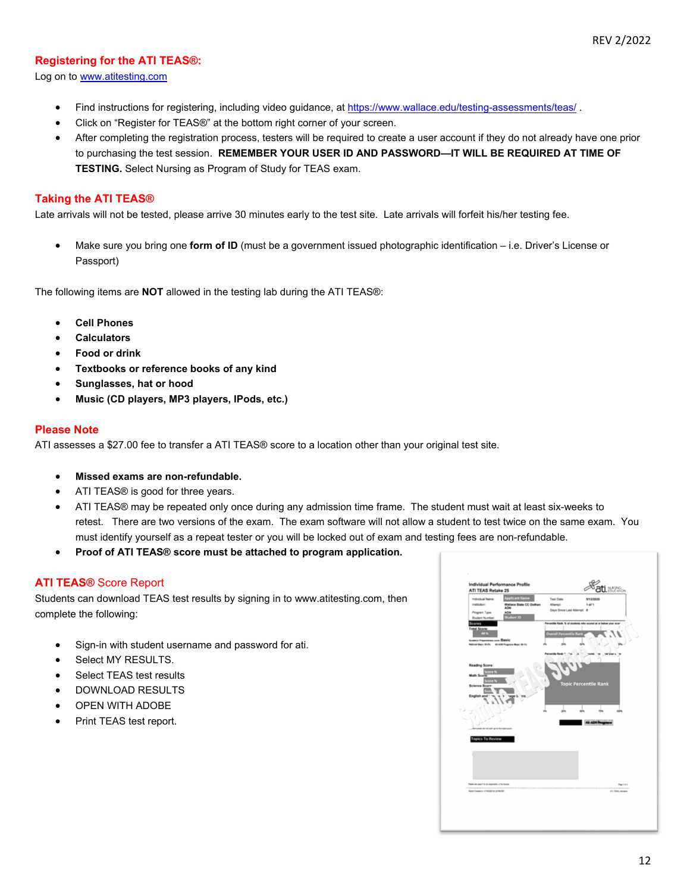## Registering for the ATI TEAS®:

Log on to www.atitesting.com

- Find instructions for registering, including video guidance, at https://www.wallace.edu/testing-assessments/teas/ .
- Click on "Register for TEAS®" at the bottom right corner of your screen.
- After completing the registration process, testers will be required to create a user account if they do not already have one prior to purchasing the test session. **REMEMBER YOUR USER ID AND PASSWORD—IT WILL BE REQUIRED AT TIME OF TESTING.** Select Nursing as Program of Study for TEAS exam.

## Taking the ATI TEAS®

Late arrivals will not be tested, please arrive 30 minutes early to the test site. Late arrivals will forfeit his/her testing fee.

- Make sure you bring one **form of ID** (must be a government issued photographic identification – i.e. Driver's License or Passport)

The following items are **NOT** allowed in the testing lab during the ATI TEAS®:

- **Cell Phones**
- **Calculators**
- **Food or drink**
- **Textbooks or reference books of any kind**
- **Sunglasses, hat or hood**
- **Music (CD players, MP3 players, IPods, etc.)**

## Please Note

ATI assesses a $27.00 fee to transfer a ATI TEAS® score to a location other than your original test site.

- **Missed exams are non-refundable.**
- ATI TEAS® is good for three years.
- ATI TEAS® may be repeated only once during any admission time frame. The student must wait at least six-weeks to retest. There are two versions of the exam. The exam software will not allow a student to test twice on the same exam. You must identify yourself as a repeat tester or you will be locked out of exam and testing fees are non-refundable.
- **Proof of ATI TEAS® score must be attached to program application.**

## ATI TEAS® Score Report

Students can download TEAS test results by signing in to www.atitesting.com, then complete the following:

- Sign-in with student username and password for ati.
- Select MY RESULTS.
- Select TEAS test results
- DOWNLOAD RESULTS
- OPEN WITH ADOBE
- Print TEAS test report.